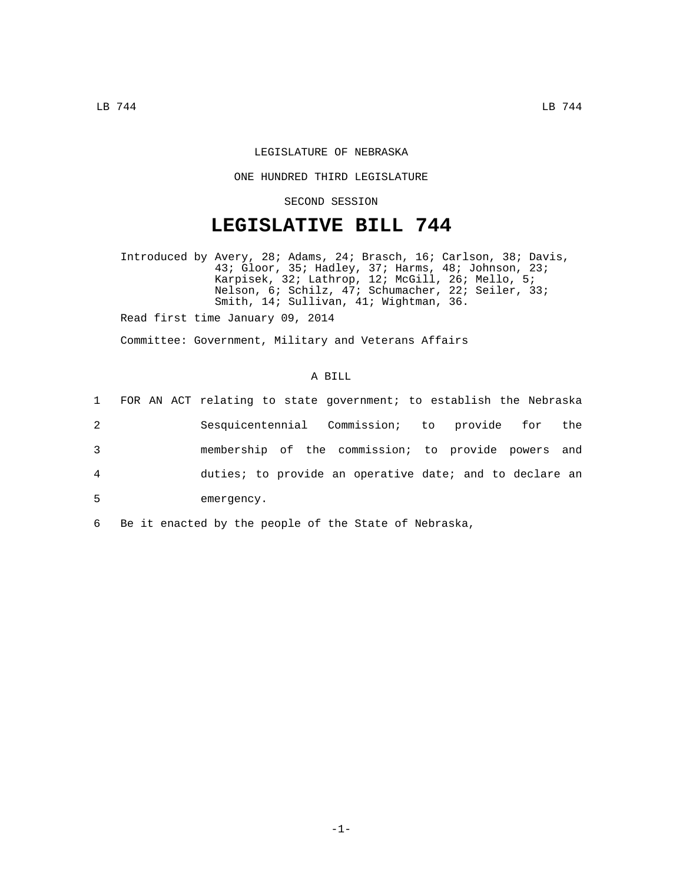LEGISLATURE OF NEBRASKA

ONE HUNDRED THIRD LEGISLATURE

SECOND SESSION

# LEGISLATIVE BILL 744

Introduced by Avery, 28; Adams, 24; Brasch, 16; Carlson, 38; Davis, 43; Gloor, 35; Hadley, 37; Harms, 48; Johnson, 23; Karpisek, 32; Lathrop, 12; McGill, 26; Mello, 5; Nelson, 6; Schilz, 47; Schumacher, 22; Seiler, 33; Smith, 14; Sullivan, 41; Wightman, 36.

Read first time January 09, 2014

Committee: Government, Military and Veterans Affairs

A BILL

1 FOR AN ACT relating to state government; to establish the Nebraska
2 Sesquicentennial Commission; to provide for the
3 membership of the commission; to provide powers and
4 duties; to provide an operative date; and to declare an
5 emergency.

6 Be it enacted by the people of the State of Nebraska,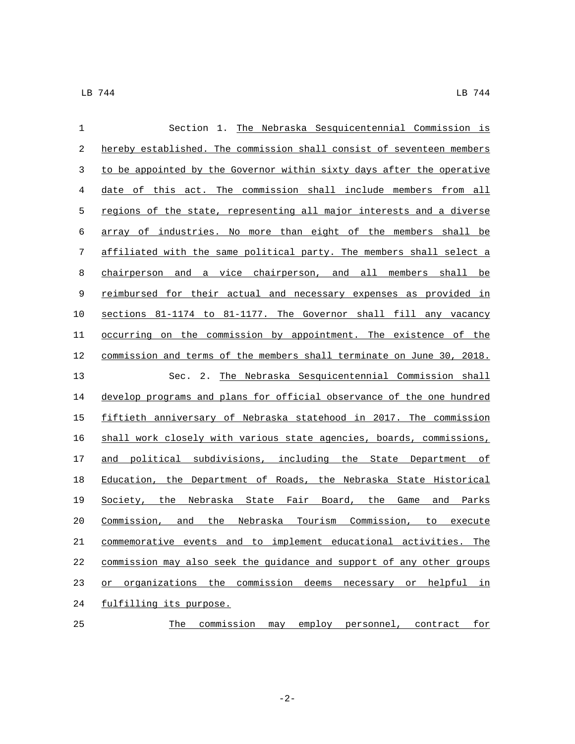Section 1. The Nebraska Sesquicentennial Commission is hereby established. The commission shall consist of seventeen members to be appointed by the Governor within sixty days after the operative date of this act. The commission shall include members from all regions of the state, representing all major interests and a diverse array of industries. No more than eight of the members shall be affiliated with the same political party. The members shall select a chairperson and a vice chairperson, and all members shall be reimbursed for their actual and necessary expenses as provided in sections 81-1174 to 81-1177. The Governor shall fill any vacancy occurring on the commission by appointment. The existence of the commission and terms of the members shall terminate on June 30, 2018.

Sec. 2. The Nebraska Sesquicentennial Commission shall develop programs and plans for official observance of the one hundred fiftieth anniversary of Nebraska statehood in 2017. The commission shall work closely with various state agencies, boards, commissions, and political subdivisions, including the State Department of Education, the Department of Roads, the Nebraska State Historical Society, the Nebraska State Fair Board, the Game and Parks Commission, and the Nebraska Tourism Commission, to execute commemorative events and to implement educational activities. The commission may also seek the guidance and support of any other groups or organizations the commission deems necessary or helpful in fulfilling its purpose.

The commission may employ personnel, contract for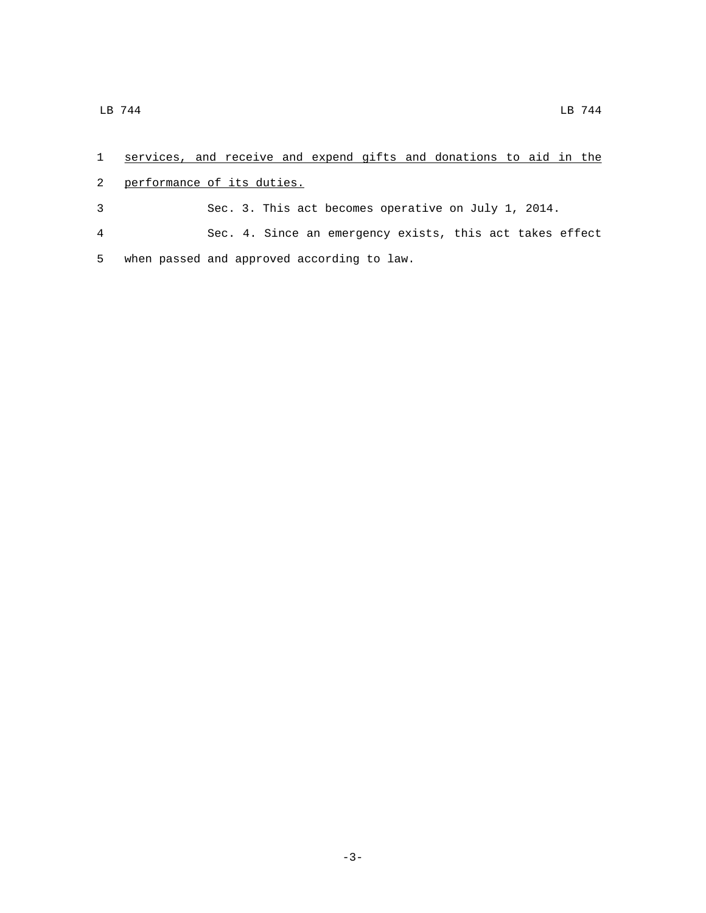services, and receive and expend gifts and donations to aid in the performance of its duties.

Sec. 3. This act becomes operative on July 1, 2014.

Sec. 4. Since an emergency exists, this act takes effect when passed and approved according to law.